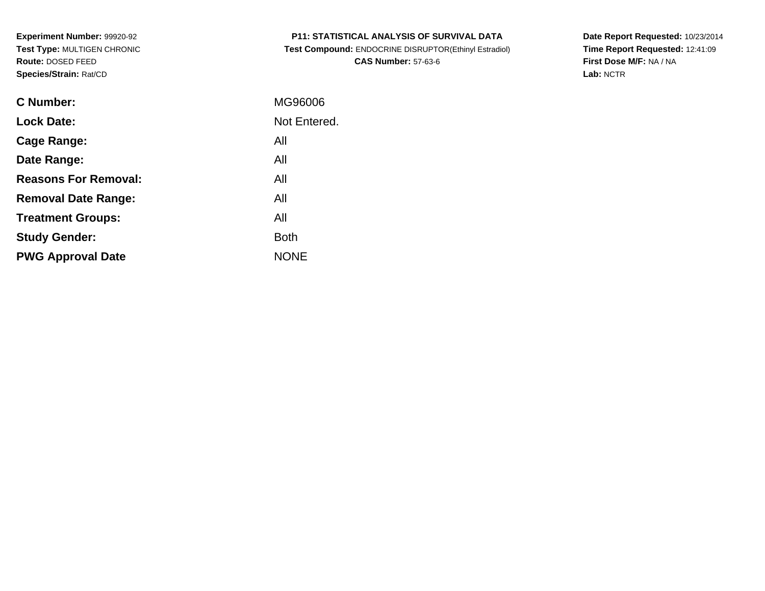**Experiment Number:** 99920-92
**Test Type:** MULTIGEN CHRONIC
**Route:** DOSED FEED
**Species/Strain:** Rat/CD

**P11: STATISTICAL ANALYSIS OF SURVIVAL DATA**
**Test Compound:** ENDOCRINE DISRUPTOR(Ethinyl Estradiol)
**CAS Number:** 57-63-6

**Date Report Requested:** 10/23/2014
**Time Report Requested:** 12:41:09
**First Dose M/F:** NA / NA
**Lab:** NCTR

| | |
|---|---|
| **C Number:** | MG96006 |
| **Lock Date:** | Not Entered. |
| **Cage Range:** | All |
| **Date Range:** | All |
| **Reasons For Removal:** | All |
| **Removal Date Range:** | All |
| **Treatment Groups:** | All |
| **Study Gender:** | Both |
| **PWG Approval Date** | NONE |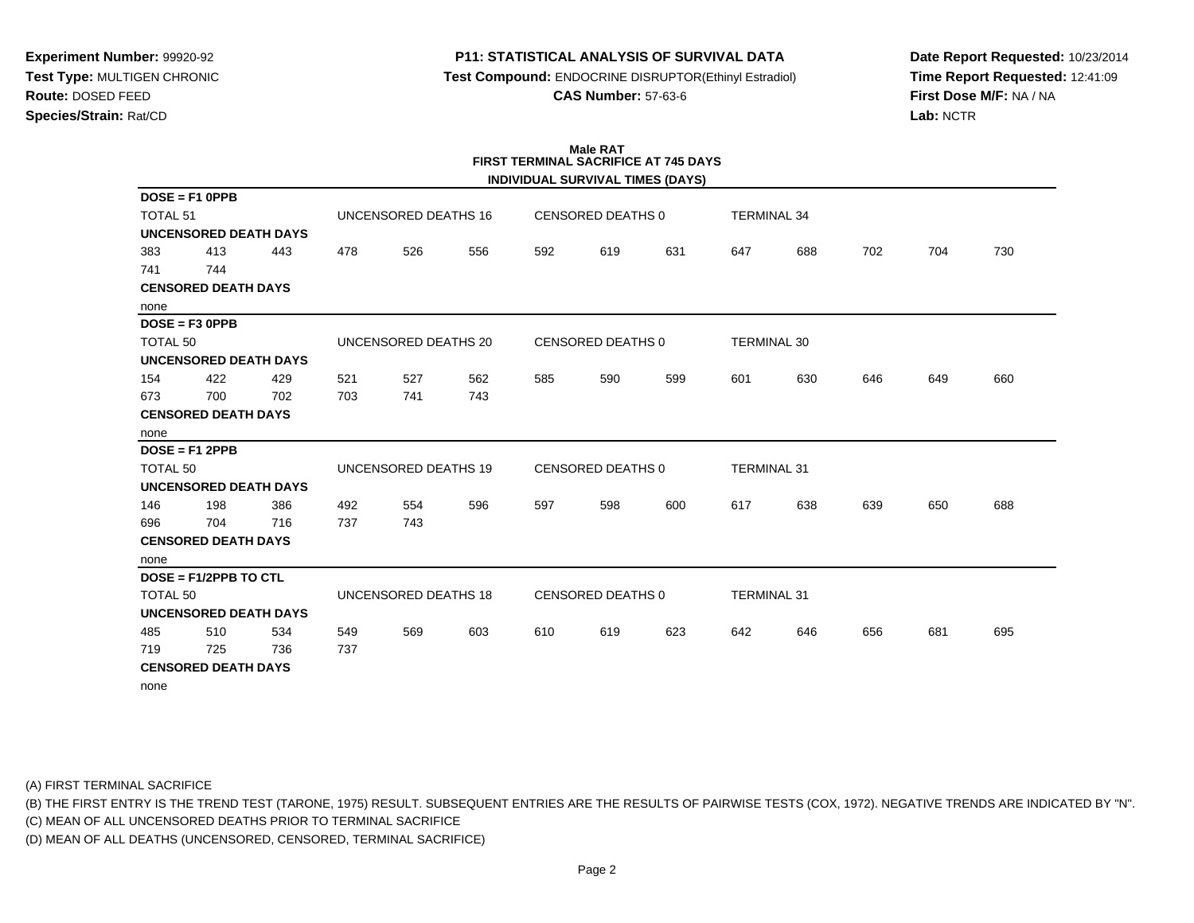Experiment Number: 99920-92
Test Type: MULTIGEN CHRONIC
Route: DOSED FEED
Species/Strain: Rat/CD

**P11: STATISTICAL ANALYSIS OF SURVIVAL DATA**
**Test Compound:** ENDOCRINE DISRUPTOR(Ethinyl Estradiol)
**CAS Number:** 57-63-6

Date Report Requested: 10/23/2014
Time Report Requested: 12:41:09
First Dose M/F: NA / NA
Lab: NCTR

## Male RAT
## FIRST TERMINAL SACRIFICE AT 745 DAYS
### INDIVIDUAL SURVIVAL TIMES (DAYS)

**DOSE = F1 0PPB**

TOTAL 51 | UNCENSORED DEATHS 16 | CENSORED DEATHS 0 | TERMINAL 34

**UNCENSORED DEATH DAYS**

383 413 443 478 526 556 592 619 631 647 688 702 704 730
741 744

**CENSORED DEATH DAYS**

none

**DOSE = F3 0PPB**

TOTAL 50 | UNCENSORED DEATHS 20 | CENSORED DEATHS 0 | TERMINAL 30

**UNCENSORED DEATH DAYS**

154 422 429 521 527 562 585 590 599 601 630 646 649 660
673 700 702 703 741 743

**CENSORED DEATH DAYS**

none

**DOSE = F1 2PPB**

TOTAL 50 | UNCENSORED DEATHS 19 | CENSORED DEATHS 0 | TERMINAL 31

**UNCENSORED DEATH DAYS**

146 198 386 492 554 596 597 598 600 617 638 639 650 688
696 704 716 737 743

**CENSORED DEATH DAYS**

none

**DOSE = F1/2PPB TO CTL**

TOTAL 50 | UNCENSORED DEATHS 18 | CENSORED DEATHS 0 | TERMINAL 31

**UNCENSORED DEATH DAYS**

485 510 534 549 569 603 610 619 623 642 646 656 681 695
719 725 736 737

**CENSORED DEATH DAYS**

none

(A) FIRST TERMINAL SACRIFICE
(B) THE FIRST ENTRY IS THE TREND TEST (TARONE, 1975) RESULT. SUBSEQUENT ENTRIES ARE THE RESULTS OF PAIRWISE TESTS (COX, 1972). NEGATIVE TRENDS ARE INDICATED BY "N".
(C) MEAN OF ALL UNCENSORED DEATHS PRIOR TO TERMINAL SACRIFICE
(D) MEAN OF ALL DEATHS (UNCENSORED, CENSORED, TERMINAL SACRIFICE)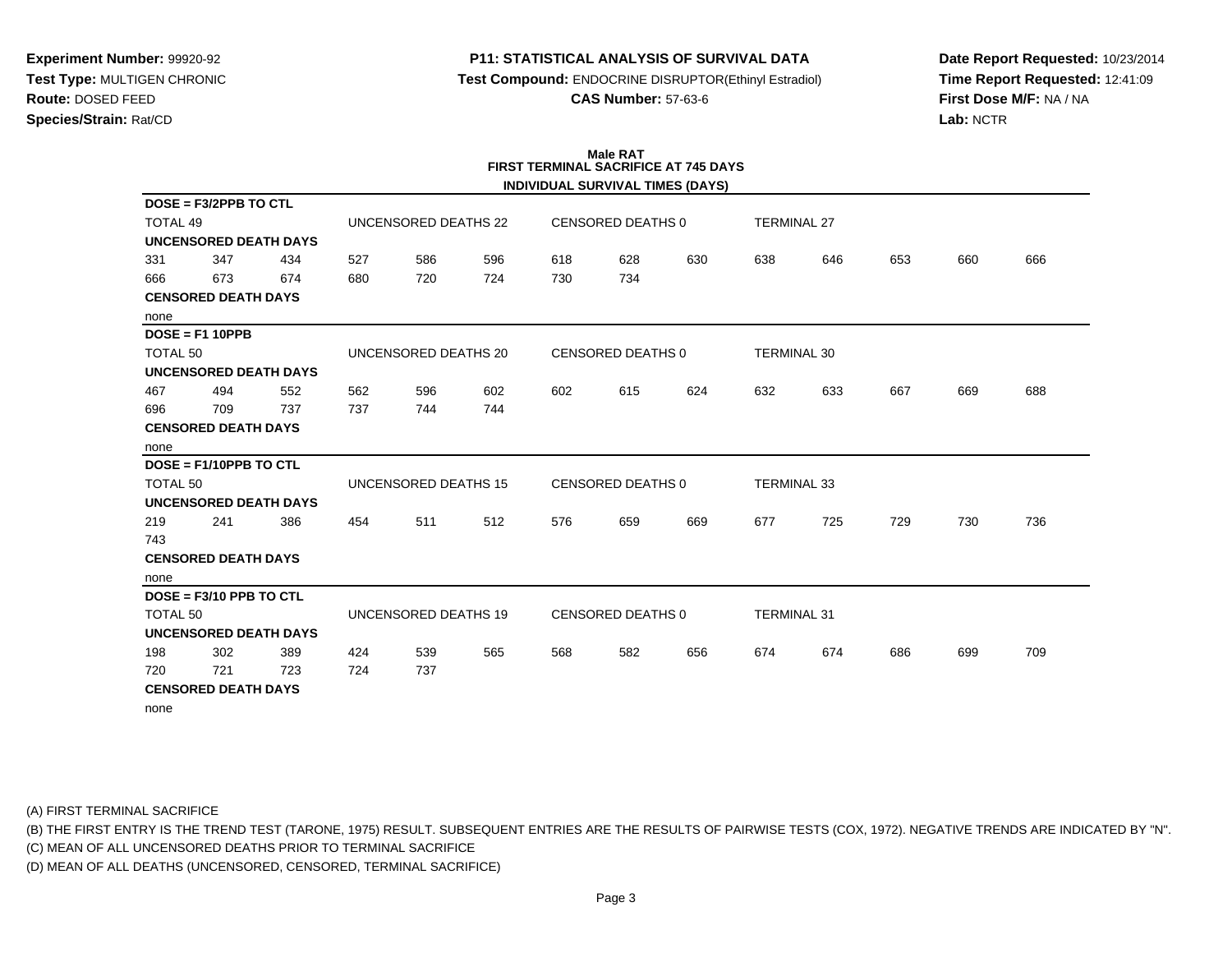**Experiment Number:** 99920-92
**Test Type:** MULTIGEN CHRONIC
**Route:** DOSED FEED
**Species/Strain:** Rat/CD

**P11: STATISTICAL ANALYSIS OF SURVIVAL DATA**
**Test Compound:** ENDOCRINE DISRUPTOR(Ethinyl Estradiol)
**CAS Number:** 57-63-6

**Date Report Requested:** 10/23/2014
**Time Report Requested:** 12:41:09
**First Dose M/F:** NA / NA
**Lab:** NCTR

**Male RAT**
**FIRST TERMINAL SACRIFICE AT 745 DAYS**
**INDIVIDUAL SURVIVAL TIMES (DAYS)**

**DOSE = F3/2PPB TO CTL**

TOTAL 49 | UNCENSORED DEATHS 22 | CENSORED DEATHS 0 | TERMINAL 27

**UNCENSORED DEATH DAYS**

331 347 434 527 586 596 618 628 630 638 646 653 660 666
666 673 674 680 720 724 730 734

**CENSORED DEATH DAYS**

none

**DOSE = F1 10PPB**

TOTAL 50 | UNCENSORED DEATHS 20 | CENSORED DEATHS 0 | TERMINAL 30

**UNCENSORED DEATH DAYS**

467 494 552 562 596 602 602 615 624 632 633 667 669 688
696 709 737 737 744 744

**CENSORED DEATH DAYS**

none

**DOSE = F1/10PPB TO CTL**

TOTAL 50 | UNCENSORED DEATHS 15 | CENSORED DEATHS 0 | TERMINAL 33

**UNCENSORED DEATH DAYS**

219 241 386 454 511 512 576 659 669 677 725 729 730 736
743

**CENSORED DEATH DAYS**

none

**DOSE = F3/10 PPB TO CTL**

TOTAL 50 | UNCENSORED DEATHS 19 | CENSORED DEATHS 0 | TERMINAL 31

**UNCENSORED DEATH DAYS**

198 302 389 424 539 565 568 582 656 674 674 686 699 709
720 721 723 724 737

**CENSORED DEATH DAYS**

none

(A) FIRST TERMINAL SACRIFICE
(B) THE FIRST ENTRY IS THE TREND TEST (TARONE, 1975) RESULT. SUBSEQUENT ENTRIES ARE THE RESULTS OF PAIRWISE TESTS (COX, 1972). NEGATIVE TRENDS ARE INDICATED BY "N".
(C) MEAN OF ALL UNCENSORED DEATHS PRIOR TO TERMINAL SACRIFICE
(D) MEAN OF ALL DEATHS (UNCENSORED, CENSORED, TERMINAL SACRIFICE)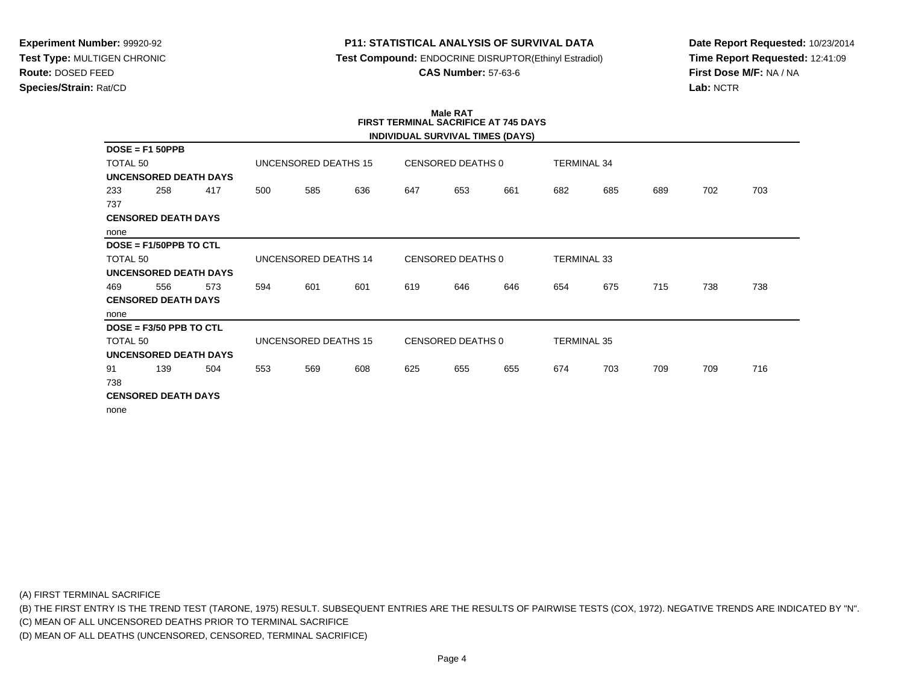**Experiment Number:** 99920-92
**Test Type:** MULTIGEN CHRONIC
**Route:** DOSED FEED
**Species/Strain:** Rat/CD

**P11: STATISTICAL ANALYSIS OF SURVIVAL DATA**
**Test Compound:** ENDOCRINE DISRUPTOR(Ethinyl Estradiol)
**CAS Number:** 57-63-6

**Date Report Requested:** 10/23/2014
**Time Report Requested:** 12:41:09
**First Dose M/F:** NA / NA
**Lab:** NCTR

**Male RAT**
**FIRST TERMINAL SACRIFICE AT 745 DAYS**
**INDIVIDUAL SURVIVAL TIMES (DAYS)**

**DOSE = F1 50PPB**

TOTAL 50 | UNCENSORED DEATHS 15 | CENSORED DEATHS 0 | TERMINAL 34

**UNCENSORED DEATH DAYS**

233 258 417 500 585 636 647 653 661 682 685 689 702 703
737

**CENSORED DEATH DAYS**

none

**DOSE = F1/50PPB TO CTL**

TOTAL 50 | UNCENSORED DEATHS 14 | CENSORED DEATHS 0 | TERMINAL 33

**UNCENSORED DEATH DAYS**

469 556 573 594 601 601 619 646 646 654 675 715 738 738

**CENSORED DEATH DAYS**

none

**DOSE = F3/50 PPB TO CTL**

TOTAL 50 | UNCENSORED DEATHS 15 | CENSORED DEATHS 0 | TERMINAL 35

**UNCENSORED DEATH DAYS**

91 139 504 553 569 608 625 655 655 674 703 709 709 716
738

**CENSORED DEATH DAYS**

none

(A) FIRST TERMINAL SACRIFICE
(B) THE FIRST ENTRY IS THE TREND TEST (TARONE, 1975) RESULT. SUBSEQUENT ENTRIES ARE THE RESULTS OF PAIRWISE TESTS (COX, 1972). NEGATIVE TRENDS ARE INDICATED BY "N".
(C) MEAN OF ALL UNCENSORED DEATHS PRIOR TO TERMINAL SACRIFICE
(D) MEAN OF ALL DEATHS (UNCENSORED, CENSORED, TERMINAL SACRIFICE)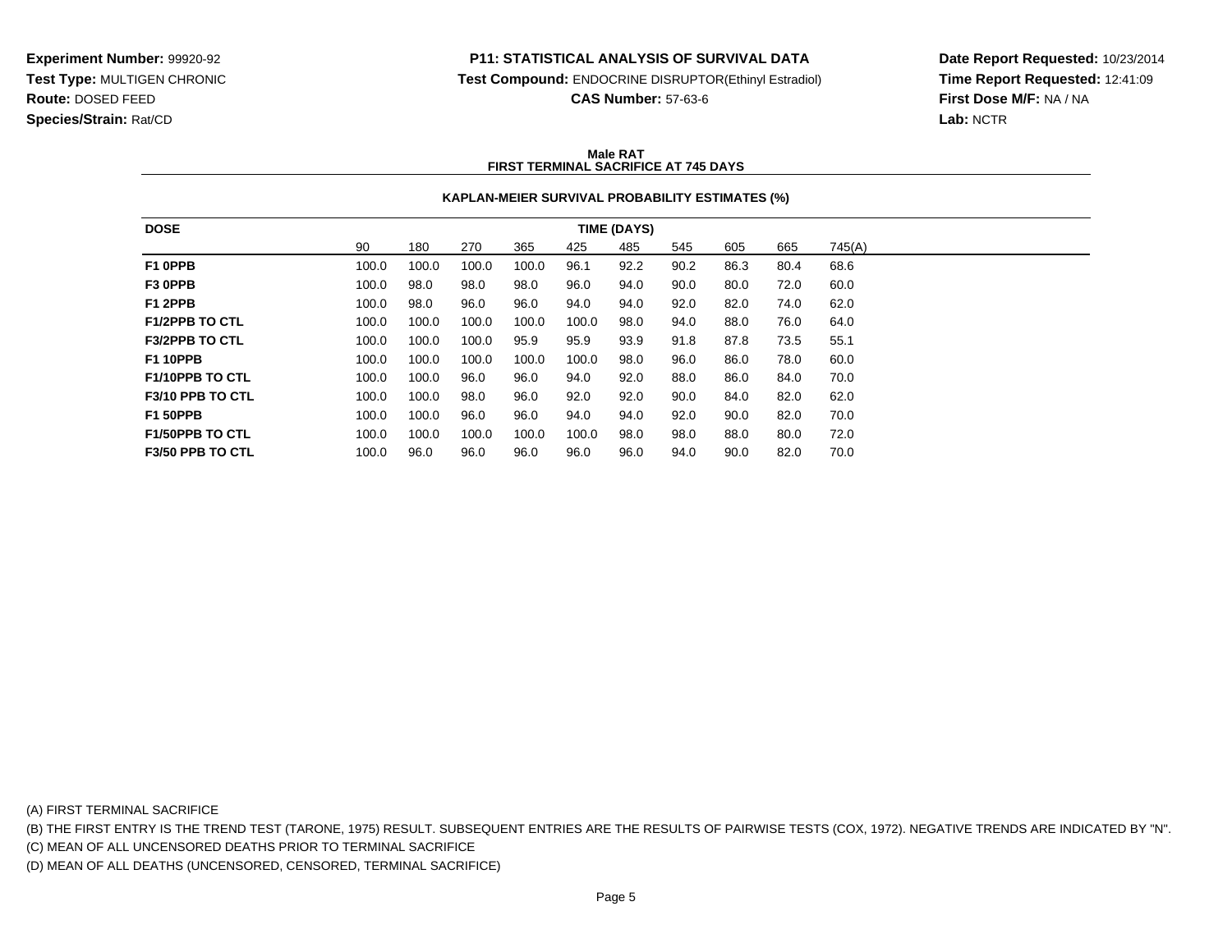**Experiment Number:** 99920-92
**Test Type:** MULTIGEN CHRONIC
**Route:** DOSED FEED
**Species/Strain:** Rat/CD

**P11: STATISTICAL ANALYSIS OF SURVIVAL DATA**
**Test Compound:** ENDOCRINE DISRUPTOR(Ethinyl Estradiol)
**CAS Number:** 57-63-6

**Date Report Requested:** 10/23/2014
**Time Report Requested:** 12:41:09
**First Dose M/F:** NA / NA
**Lab:** NCTR

**Male RAT**
**FIRST TERMINAL SACRIFICE AT 745 DAYS**

**KAPLAN-MEIER SURVIVAL PROBABILITY ESTIMATES (%)**

| DOSE | TIME (DAYS) | | | | | | | | | |
|---|---|---|---|---|---|---|---|---|---|---|
| | 90 | 180 | 270 | 365 | 425 | 485 | 545 | 605 | 665 | 745(A) |
| **F1 0PPB** | 100.0 | 100.0 | 100.0 | 100.0 | 96.1 | 92.2 | 90.2 | 86.3 | 80.4 | 68.6 |
| **F3 0PPB** | 100.0 | 98.0 | 98.0 | 98.0 | 96.0 | 94.0 | 90.0 | 80.0 | 72.0 | 60.0 |
| **F1 2PPB** | 100.0 | 98.0 | 96.0 | 96.0 | 94.0 | 94.0 | 92.0 | 82.0 | 74.0 | 62.0 |
| **F1/2PPB TO CTL** | 100.0 | 100.0 | 100.0 | 100.0 | 100.0 | 98.0 | 94.0 | 88.0 | 76.0 | 64.0 |
| **F3/2PPB TO CTL** | 100.0 | 100.0 | 100.0 | 95.9 | 95.9 | 93.9 | 91.8 | 87.8 | 73.5 | 55.1 |
| **F1 10PPB** | 100.0 | 100.0 | 100.0 | 100.0 | 100.0 | 98.0 | 96.0 | 86.0 | 78.0 | 60.0 |
| **F1/10PPB TO CTL** | 100.0 | 100.0 | 96.0 | 96.0 | 94.0 | 92.0 | 88.0 | 86.0 | 84.0 | 70.0 |
| **F3/10 PPB TO CTL** | 100.0 | 100.0 | 98.0 | 96.0 | 92.0 | 92.0 | 90.0 | 84.0 | 82.0 | 62.0 |
| **F1 50PPB** | 100.0 | 100.0 | 96.0 | 96.0 | 94.0 | 94.0 | 92.0 | 90.0 | 82.0 | 70.0 |
| **F1/50PPB TO CTL** | 100.0 | 100.0 | 100.0 | 100.0 | 100.0 | 98.0 | 98.0 | 88.0 | 80.0 | 72.0 |
| **F3/50 PPB TO CTL** | 100.0 | 96.0 | 96.0 | 96.0 | 96.0 | 96.0 | 94.0 | 90.0 | 82.0 | 70.0 |

(A) FIRST TERMINAL SACRIFICE
(B) THE FIRST ENTRY IS THE TREND TEST (TARONE, 1975) RESULT. SUBSEQUENT ENTRIES ARE THE RESULTS OF PAIRWISE TESTS (COX, 1972). NEGATIVE TRENDS ARE INDICATED BY "N".
(C) MEAN OF ALL UNCENSORED DEATHS PRIOR TO TERMINAL SACRIFICE
(D) MEAN OF ALL DEATHS (UNCENSORED, CENSORED, TERMINAL SACRIFICE)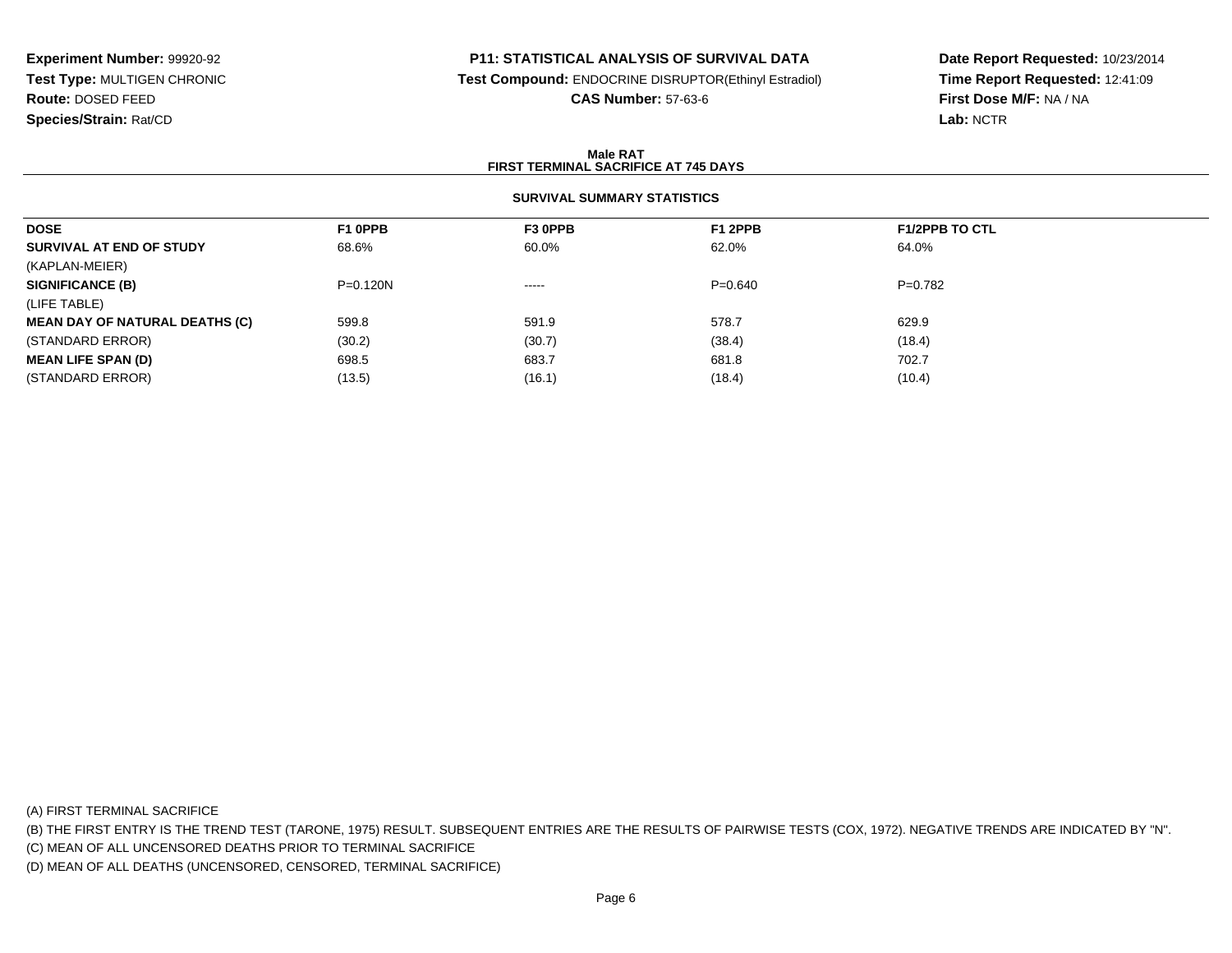**Experiment Number:** 99920-92
**Test Type:** MULTIGEN CHRONIC
**Route:** DOSED FEED
**Species/Strain:** Rat/CD

**P11: STATISTICAL ANALYSIS OF SURVIVAL DATA**
**Test Compound:** ENDOCRINE DISRUPTOR(Ethinyl Estradiol)
**CAS Number:** 57-63-6

**Date Report Requested:** 10/23/2014
**Time Report Requested:** 12:41:09
**First Dose M/F:** NA / NA
**Lab:** NCTR

**Male RAT**
**FIRST TERMINAL SACRIFICE AT 745 DAYS**

**SURVIVAL SUMMARY STATISTICS**

| DOSE | F1 0PPB | F3 0PPB | F1 2PPB | F1/2PPB TO CTL |
|---|---|---|---|---|
| **SURVIVAL AT END OF STUDY** | 68.6% | 60.0% | 62.0% | 64.0% |
| (KAPLAN-MEIER) | | | | |
| **SIGNIFICANCE (B)** | P=0.120N | ----- | P=0.640 | P=0.782 |
| (LIFE TABLE) | | | | |
| **MEAN DAY OF NATURAL DEATHS (C)** | 599.8 | 591.9 | 578.7 | 629.9 |
| (STANDARD ERROR) | (30.2) | (30.7) | (38.4) | (18.4) |
| **MEAN LIFE SPAN (D)** | 698.5 | 683.7 | 681.8 | 702.7 |
| (STANDARD ERROR) | (13.5) | (16.1) | (18.4) | (10.4) |

(A) FIRST TERMINAL SACRIFICE
(B) THE FIRST ENTRY IS THE TREND TEST (TARONE, 1975) RESULT. SUBSEQUENT ENTRIES ARE THE RESULTS OF PAIRWISE TESTS (COX, 1972). NEGATIVE TRENDS ARE INDICATED BY "N".
(C) MEAN OF ALL UNCENSORED DEATHS PRIOR TO TERMINAL SACRIFICE
(D) MEAN OF ALL DEATHS (UNCENSORED, CENSORED, TERMINAL SACRIFICE)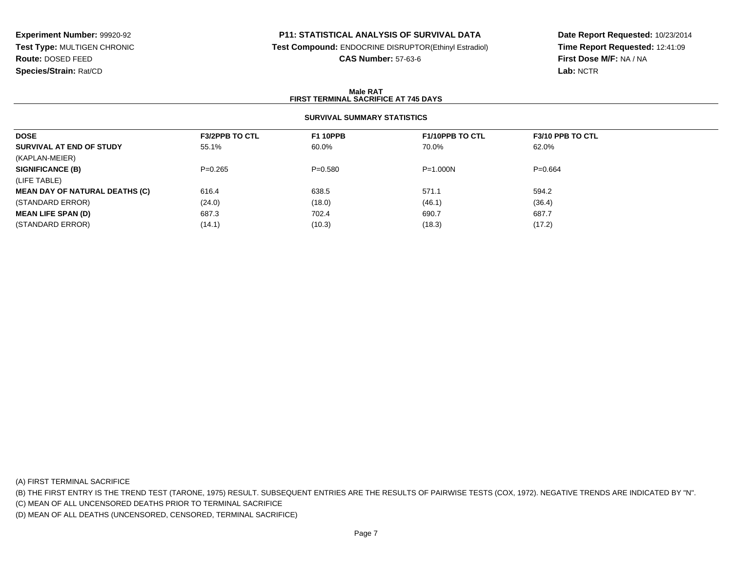**Experiment Number:** 99920-92
**Test Type:** MULTIGEN CHRONIC
**Route:** DOSED FEED
**Species/Strain:** Rat/CD

**P11: STATISTICAL ANALYSIS OF SURVIVAL DATA**
**Test Compound:** ENDOCRINE DISRUPTOR(Ethinyl Estradiol)
**CAS Number:** 57-63-6

**Date Report Requested:** 10/23/2014
**Time Report Requested:** 12:41:09
**First Dose M/F:** NA / NA
**Lab:** NCTR

**Male RAT**
**FIRST TERMINAL SACRIFICE AT 745 DAYS**

**SURVIVAL SUMMARY STATISTICS**

| DOSE | F3/2PPB TO CTL | F1 10PPB | F1/10PPB TO CTL | F3/10 PPB TO CTL |
|---|---|---|---|---|
| **SURVIVAL AT END OF STUDY** | 55.1% | 60.0% | 70.0% | 62.0% |
| (KAPLAN-MEIER) | | | | |
| **SIGNIFICANCE (B)** | P=0.265 | P=0.580 | P=1.000N | P=0.664 |
| (LIFE TABLE) | | | | |
| **MEAN DAY OF NATURAL DEATHS (C)** | 616.4 | 638.5 | 571.1 | 594.2 |
| (STANDARD ERROR) | (24.0) | (18.0) | (46.1) | (36.4) |
| **MEAN LIFE SPAN (D)** | 687.3 | 702.4 | 690.7 | 687.7 |
| (STANDARD ERROR) | (14.1) | (10.3) | (18.3) | (17.2) |

(A) FIRST TERMINAL SACRIFICE
(B) THE FIRST ENTRY IS THE TREND TEST (TARONE, 1975) RESULT. SUBSEQUENT ENTRIES ARE THE RESULTS OF PAIRWISE TESTS (COX, 1972). NEGATIVE TRENDS ARE INDICATED BY "N".
(C) MEAN OF ALL UNCENSORED DEATHS PRIOR TO TERMINAL SACRIFICE
(D) MEAN OF ALL DEATHS (UNCENSORED, CENSORED, TERMINAL SACRIFICE)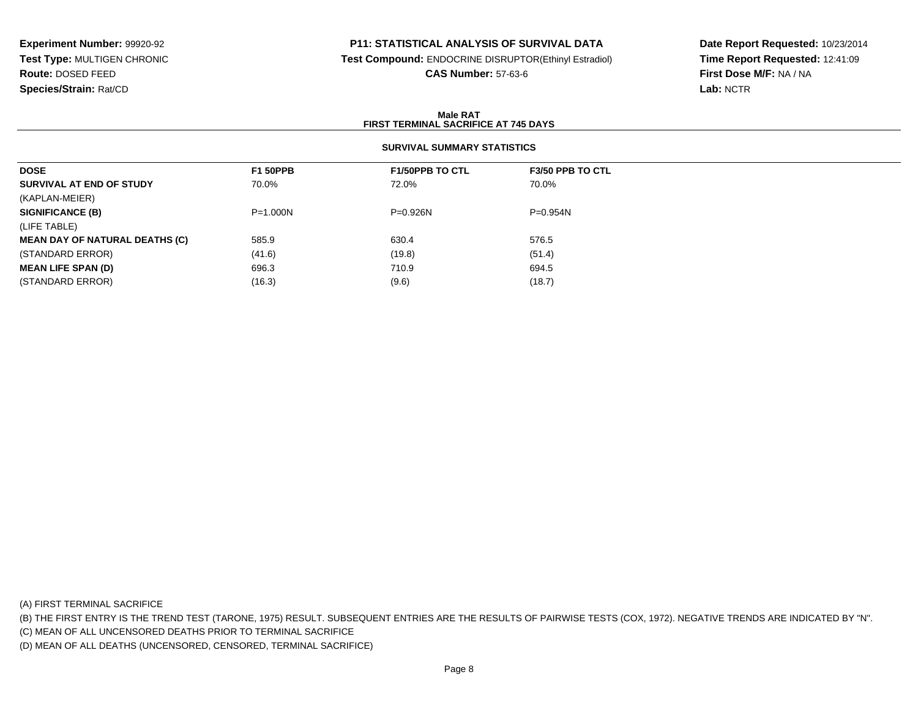**Experiment Number:** 99920-92
**Test Type:** MULTIGEN CHRONIC
**Route:** DOSED FEED
**Species/Strain:** Rat/CD

**P11: STATISTICAL ANALYSIS OF SURVIVAL DATA**
**Test Compound:** ENDOCRINE DISRUPTOR(Ethinyl Estradiol)
**CAS Number:** 57-63-6

**Date Report Requested:** 10/23/2014
**Time Report Requested:** 12:41:09
**First Dose M/F:** NA / NA
**Lab:** NCTR

**Male RAT**
**FIRST TERMINAL SACRIFICE AT 745 DAYS**

**SURVIVAL SUMMARY STATISTICS**

| DOSE | F1 50PPB | F1/50PPB TO CTL | F3/50 PPB TO CTL |
|---|---|---|---|
| **SURVIVAL AT END OF STUDY** | 70.0% | 72.0% | 70.0% |
| (KAPLAN-MEIER) | | | |
| **SIGNIFICANCE (B)** | P=1.000N | P=0.926N | P=0.954N |
| (LIFE TABLE) | | | |
| **MEAN DAY OF NATURAL DEATHS (C)** | 585.9 | 630.4 | 576.5 |
| (STANDARD ERROR) | (41.6) | (19.8) | (51.4) |
| **MEAN LIFE SPAN (D)** | 696.3 | 710.9 | 694.5 |
| (STANDARD ERROR) | (16.3) | (9.6) | (18.7) |

(A) FIRST TERMINAL SACRIFICE
(B) THE FIRST ENTRY IS THE TREND TEST (TARONE, 1975) RESULT. SUBSEQUENT ENTRIES ARE THE RESULTS OF PAIRWISE TESTS (COX, 1972). NEGATIVE TRENDS ARE INDICATED BY "N".
(C) MEAN OF ALL UNCENSORED DEATHS PRIOR TO TERMINAL SACRIFICE
(D) MEAN OF ALL DEATHS (UNCENSORED, CENSORED, TERMINAL SACRIFICE)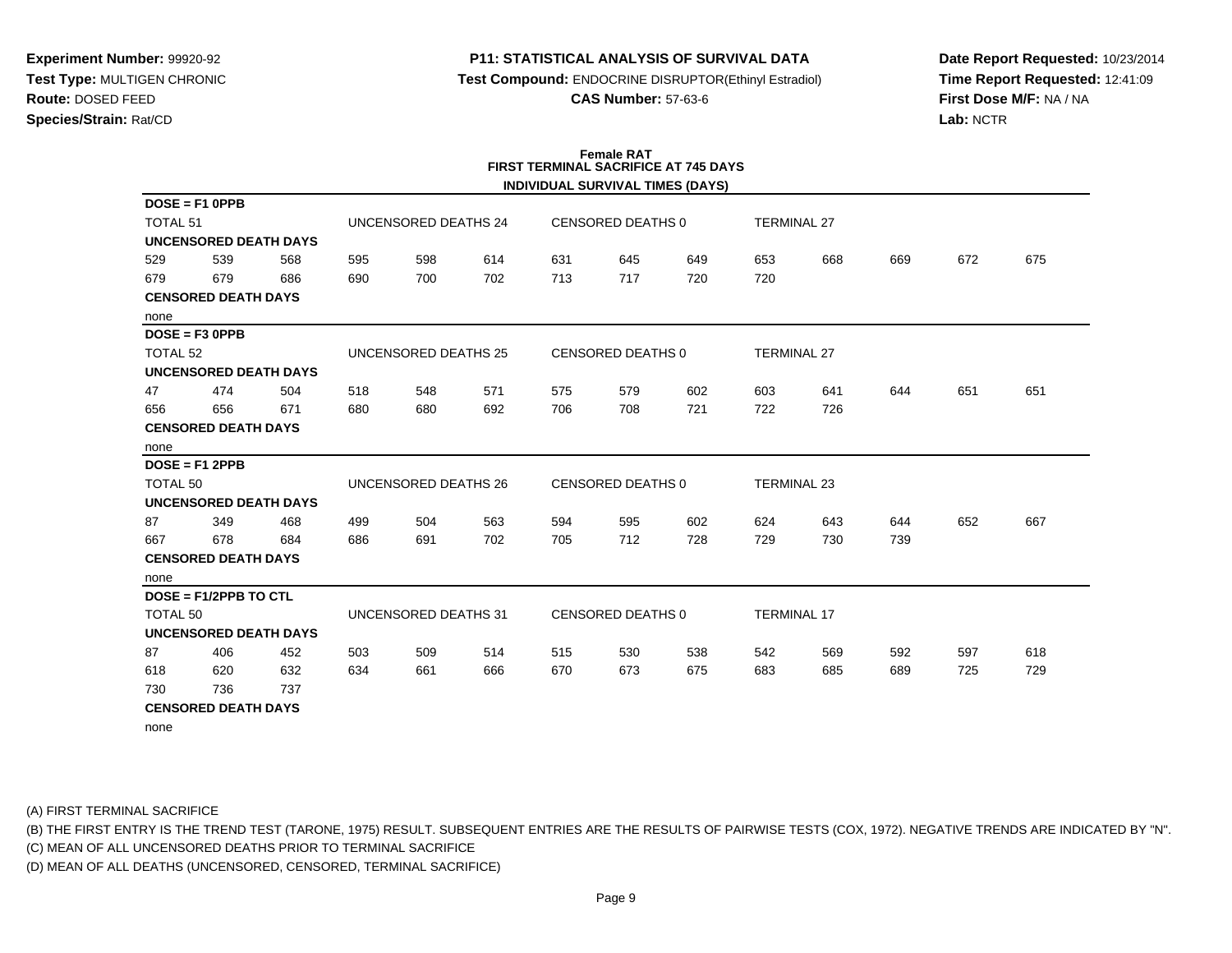**Experiment Number:** 99920-92
**Test Type:** MULTIGEN CHRONIC
**Route:** DOSED FEED
**Species/Strain:** Rat/CD

**P11: STATISTICAL ANALYSIS OF SURVIVAL DATA**
**Test Compound:** ENDOCRINE DISRUPTOR(Ethinyl Estradiol)
**CAS Number:** 57-63-6

**Date Report Requested:** 10/23/2014
**Time Report Requested:** 12:41:09
**First Dose M/F:** NA / NA
**Lab:** NCTR

**Female RAT**
**FIRST TERMINAL SACRIFICE AT 745 DAYS**
**INDIVIDUAL SURVIVAL TIMES (DAYS)**

**DOSE = F1 0PPB**

TOTAL 51 | UNCENSORED DEATHS 24 | CENSORED DEATHS 0 | TERMINAL 27

**UNCENSORED DEATH DAYS**

529 539 568 595 598 614 631 645 649 653 668 669 672 675
679 679 686 690 700 702 713 717 720 720

**CENSORED DEATH DAYS**

none

**DOSE = F3 0PPB**

TOTAL 52 | UNCENSORED DEATHS 25 | CENSORED DEATHS 0 | TERMINAL 27

**UNCENSORED DEATH DAYS**

47 474 504 518 548 571 575 579 602 603 641 644 651 651
656 656 671 680 680 692 706 708 721 722 726

**CENSORED DEATH DAYS**

none

**DOSE = F1 2PPB**

TOTAL 50 | UNCENSORED DEATHS 26 | CENSORED DEATHS 0 | TERMINAL 23

**UNCENSORED DEATH DAYS**

87 349 468 499 504 563 594 595 602 624 643 644 652 667
667 678 684 686 691 702 705 712 728 729 730 739

**CENSORED DEATH DAYS**

none

**DOSE = F1/2PPB TO CTL**

TOTAL 50 | UNCENSORED DEATHS 31 | CENSORED DEATHS 0 | TERMINAL 17

**UNCENSORED DEATH DAYS**

87 406 452 503 509 514 515 530 538 542 569 592 597 618
618 620 632 634 661 666 670 673 675 683 685 689 725 729
730 736 737

**CENSORED DEATH DAYS**

none

(A) FIRST TERMINAL SACRIFICE
(B) THE FIRST ENTRY IS THE TREND TEST (TARONE, 1975) RESULT. SUBSEQUENT ENTRIES ARE THE RESULTS OF PAIRWISE TESTS (COX, 1972). NEGATIVE TRENDS ARE INDICATED BY "N".
(C) MEAN OF ALL UNCENSORED DEATHS PRIOR TO TERMINAL SACRIFICE
(D) MEAN OF ALL DEATHS (UNCENSORED, CENSORED, TERMINAL SACRIFICE)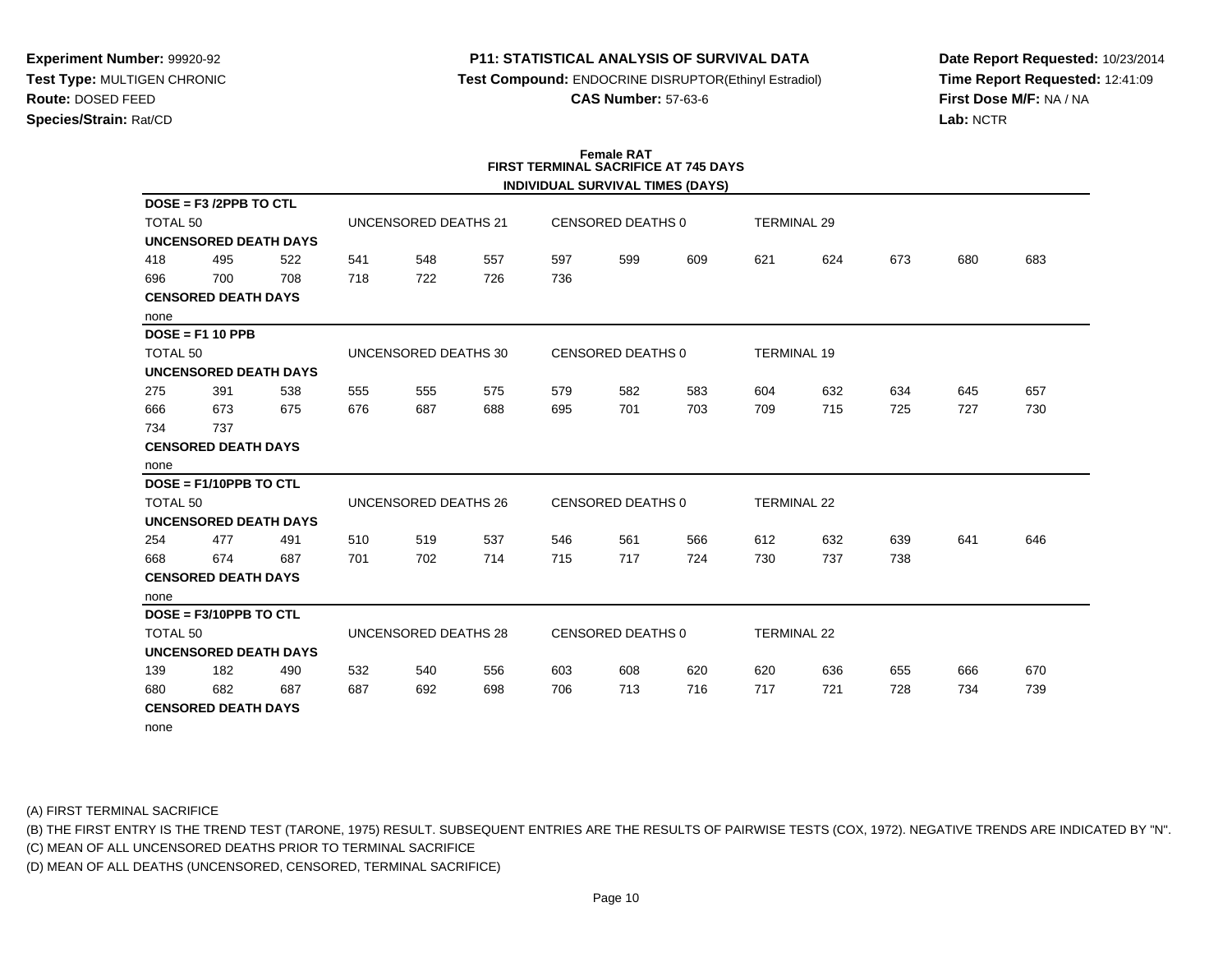**Experiment Number:** 99920-92
**Test Type:** MULTIGEN CHRONIC
**Route:** DOSED FEED
**Species/Strain:** Rat/CD

**P11: STATISTICAL ANALYSIS OF SURVIVAL DATA**
**Test Compound:** ENDOCRINE DISRUPTOR(Ethinyl Estradiol)
**CAS Number:** 57-63-6

**Date Report Requested:** 10/23/2014
**Time Report Requested:** 12:41:09
**First Dose M/F:** NA / NA
**Lab:** NCTR

## Female RAT
## FIRST TERMINAL SACRIFICE AT 745 DAYS
### INDIVIDUAL SURVIVAL TIMES (DAYS)

**DOSE = F3 /2PPB TO CTL**

TOTAL 50 | UNCENSORED DEATHS 21 | CENSORED DEATHS 0 | TERMINAL 29

**UNCENSORED DEATH DAYS**

418 495 522 541 548 557 597 599 609 621 624 673 680 683
696 700 708 718 722 726 736

**CENSORED DEATH DAYS**

none

**DOSE = F1 10 PPB**

TOTAL 50 | UNCENSORED DEATHS 30 | CENSORED DEATHS 0 | TERMINAL 19

**UNCENSORED DEATH DAYS**

275 391 538 555 555 575 579 582 583 604 632 634 645 657
666 673 675 676 687 688 695 701 703 709 715 725 727 730
734 737

**CENSORED DEATH DAYS**

none

**DOSE = F1/10PPB TO CTL**

TOTAL 50 | UNCENSORED DEATHS 26 | CENSORED DEATHS 0 | TERMINAL 22

**UNCENSORED DEATH DAYS**

254 477 491 510 519 537 546 561 566 612 632 639 641 646
668 674 687 701 702 714 715 717 724 730 737 738

**CENSORED DEATH DAYS**

none

**DOSE = F3/10PPB TO CTL**

TOTAL 50 | UNCENSORED DEATHS 28 | CENSORED DEATHS 0 | TERMINAL 22

**UNCENSORED DEATH DAYS**

139 182 490 532 540 556 603 608 620 620 636 655 666 670
680 682 687 687 692 698 706 713 716 717 721 728 734 739

**CENSORED DEATH DAYS**

none

(A) FIRST TERMINAL SACRIFICE
(B) THE FIRST ENTRY IS THE TREND TEST (TARONE, 1975) RESULT. SUBSEQUENT ENTRIES ARE THE RESULTS OF PAIRWISE TESTS (COX, 1972). NEGATIVE TRENDS ARE INDICATED BY "N".
(C) MEAN OF ALL UNCENSORED DEATHS PRIOR TO TERMINAL SACRIFICE
(D) MEAN OF ALL DEATHS (UNCENSORED, CENSORED, TERMINAL SACRIFICE)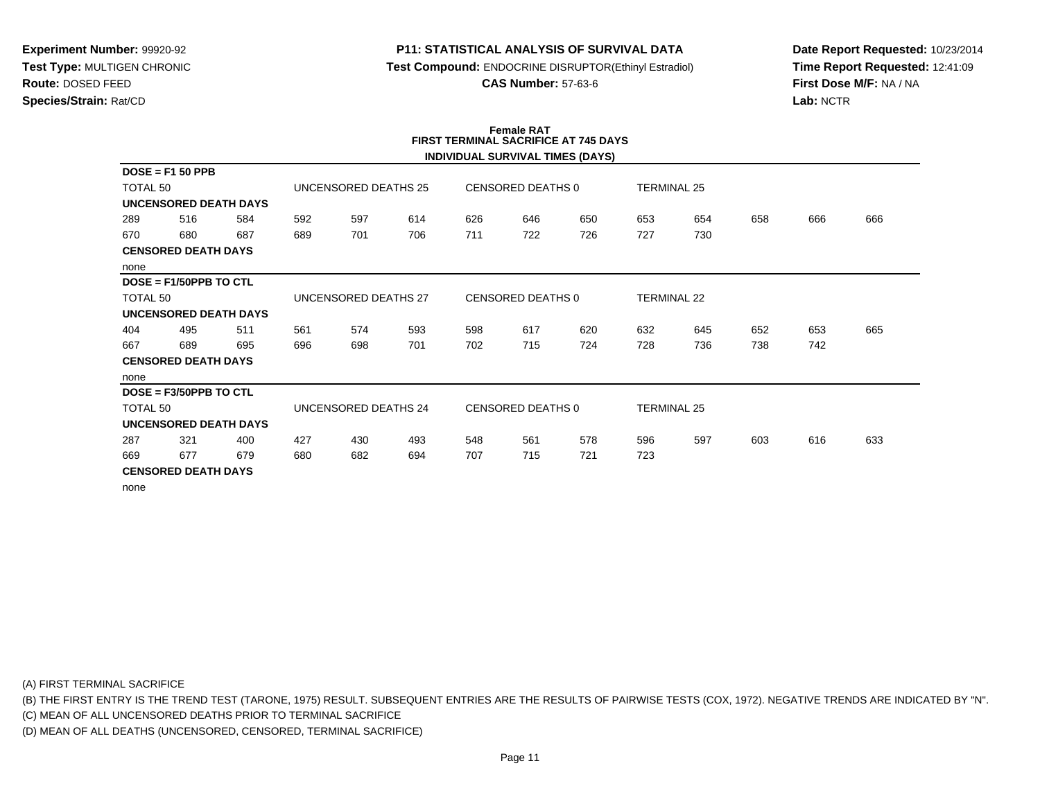**Experiment Number:** 99920-92
**Test Type:** MULTIGEN CHRONIC
**Route:** DOSED FEED
**Species/Strain:** Rat/CD

**P11: STATISTICAL ANALYSIS OF SURVIVAL DATA**
**Test Compound:** ENDOCRINE DISRUPTOR(Ethinyl Estradiol)
**CAS Number:** 57-63-6

**Date Report Requested:** 10/23/2014
**Time Report Requested:** 12:41:09
**First Dose M/F:** NA / NA
**Lab:** NCTR

**Female RAT**
**FIRST TERMINAL SACRIFICE AT 745 DAYS**
**INDIVIDUAL SURVIVAL TIMES (DAYS)**

**DOSE = F1 50 PPB**

TOTAL 50 | UNCENSORED DEATHS 25 | CENSORED DEATHS 0 | TERMINAL 25

**UNCENSORED DEATH DAYS**

289 516 584 592 597 614 626 646 650 653 654 658 666 666
670 680 687 689 701 706 711 722 726 727 730

**CENSORED DEATH DAYS**

none

**DOSE = F1/50PPB TO CTL**

TOTAL 50 | UNCENSORED DEATHS 27 | CENSORED DEATHS 0 | TERMINAL 22

**UNCENSORED DEATH DAYS**

404 495 511 561 574 593 598 617 620 632 645 652 653 665
667 689 695 696 698 701 702 715 724 728 736 738 742

**CENSORED DEATH DAYS**

none

**DOSE = F3/50PPB TO CTL**

TOTAL 50 | UNCENSORED DEATHS 24 | CENSORED DEATHS 0 | TERMINAL 25

**UNCENSORED DEATH DAYS**

287 321 400 427 430 493 548 561 578 596 597 603 616 633
669 677 679 680 682 694 707 715 721 723

**CENSORED DEATH DAYS**

none

(A) FIRST TERMINAL SACRIFICE
(B) THE FIRST ENTRY IS THE TREND TEST (TARONE, 1975) RESULT. SUBSEQUENT ENTRIES ARE THE RESULTS OF PAIRWISE TESTS (COX, 1972). NEGATIVE TRENDS ARE INDICATED BY "N".
(C) MEAN OF ALL UNCENSORED DEATHS PRIOR TO TERMINAL SACRIFICE
(D) MEAN OF ALL DEATHS (UNCENSORED, CENSORED, TERMINAL SACRIFICE)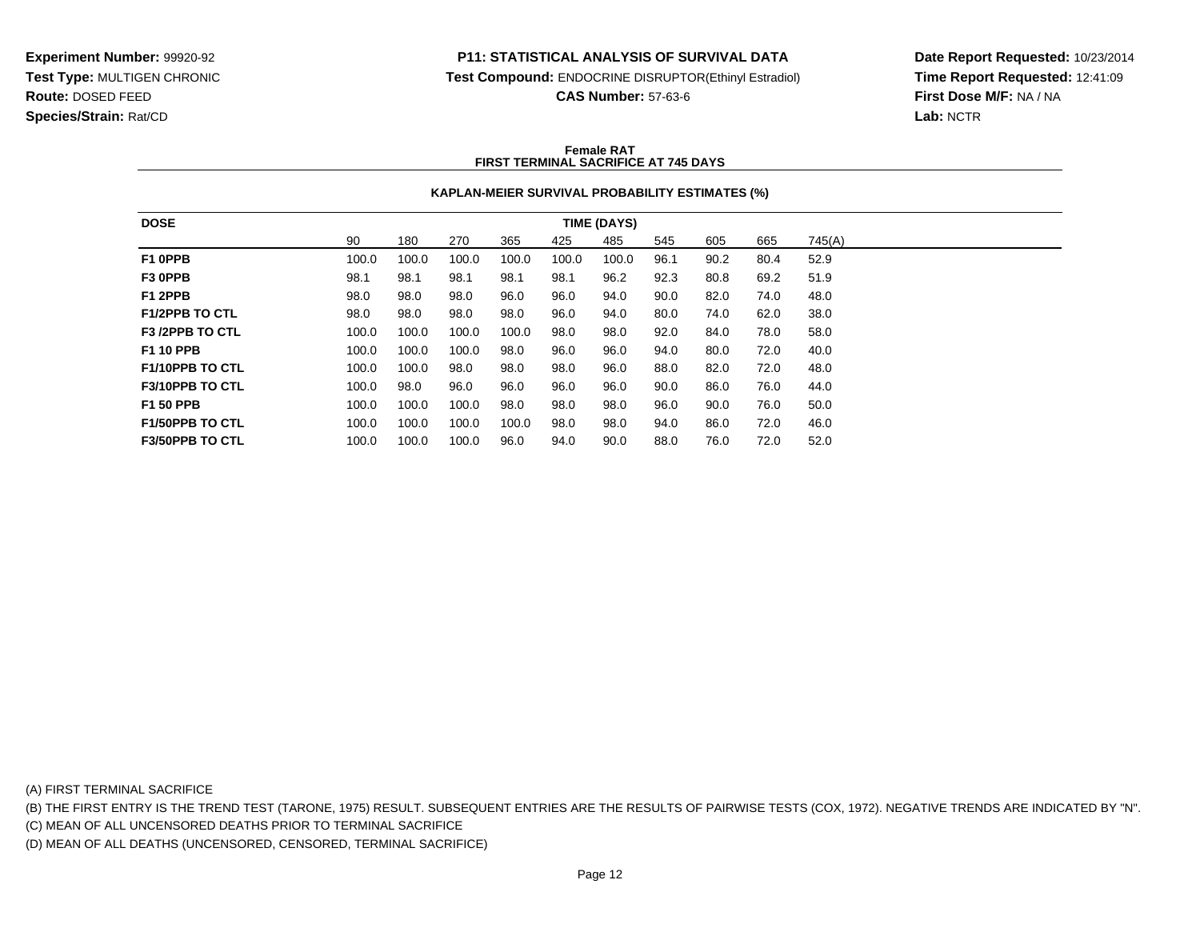**Experiment Number:** 99920-92
**Test Type:** MULTIGEN CHRONIC
**Route:** DOSED FEED
**Species/Strain:** Rat/CD

**P11: STATISTICAL ANALYSIS OF SURVIVAL DATA**
**Test Compound:** ENDOCRINE DISRUPTOR(Ethinyl Estradiol)
**CAS Number:** 57-63-6

**Date Report Requested:** 10/23/2014
**Time Report Requested:** 12:41:09
**First Dose M/F:** NA / NA
**Lab:** NCTR

**Female RAT**
**FIRST TERMINAL SACRIFICE AT 745 DAYS**

**KAPLAN-MEIER SURVIVAL PROBABILITY ESTIMATES (%)**

| DOSE | TIME (DAYS) | | | | | | | | | |
|---|---|---|---|---|---|---|---|---|---|---|
| | 90 | 180 | 270 | 365 | 425 | 485 | 545 | 605 | 665 | 745(A) |
| **F1 0PPB** | 100.0 | 100.0 | 100.0 | 100.0 | 100.0 | 100.0 | 96.1 | 90.2 | 80.4 | 52.9 |
| **F3 0PPB** | 98.1 | 98.1 | 98.1 | 98.1 | 98.1 | 96.2 | 92.3 | 80.8 | 69.2 | 51.9 |
| **F1 2PPB** | 98.0 | 98.0 | 98.0 | 96.0 | 96.0 | 94.0 | 90.0 | 82.0 | 74.0 | 48.0 |
| **F1/2PPB TO CTL** | 98.0 | 98.0 | 98.0 | 98.0 | 96.0 | 94.0 | 80.0 | 74.0 | 62.0 | 38.0 |
| **F3 /2PPB TO CTL** | 100.0 | 100.0 | 100.0 | 100.0 | 98.0 | 98.0 | 92.0 | 84.0 | 78.0 | 58.0 |
| **F1 10 PPB** | 100.0 | 100.0 | 100.0 | 98.0 | 96.0 | 96.0 | 94.0 | 80.0 | 72.0 | 40.0 |
| **F1/10PPB TO CTL** | 100.0 | 100.0 | 98.0 | 98.0 | 98.0 | 96.0 | 88.0 | 82.0 | 72.0 | 48.0 |
| **F3/10PPB TO CTL** | 100.0 | 98.0 | 96.0 | 96.0 | 96.0 | 96.0 | 90.0 | 86.0 | 76.0 | 44.0 |
| **F1 50 PPB** | 100.0 | 100.0 | 100.0 | 98.0 | 98.0 | 98.0 | 96.0 | 90.0 | 76.0 | 50.0 |
| **F1/50PPB TO CTL** | 100.0 | 100.0 | 100.0 | 100.0 | 98.0 | 98.0 | 94.0 | 86.0 | 72.0 | 46.0 |
| **F3/50PPB TO CTL** | 100.0 | 100.0 | 100.0 | 96.0 | 94.0 | 90.0 | 88.0 | 76.0 | 72.0 | 52.0 |

(A) FIRST TERMINAL SACRIFICE
(B) THE FIRST ENTRY IS THE TREND TEST (TARONE, 1975) RESULT. SUBSEQUENT ENTRIES ARE THE RESULTS OF PAIRWISE TESTS (COX, 1972). NEGATIVE TRENDS ARE INDICATED BY "N".
(C) MEAN OF ALL UNCENSORED DEATHS PRIOR TO TERMINAL SACRIFICE
(D) MEAN OF ALL DEATHS (UNCENSORED, CENSORED, TERMINAL SACRIFICE)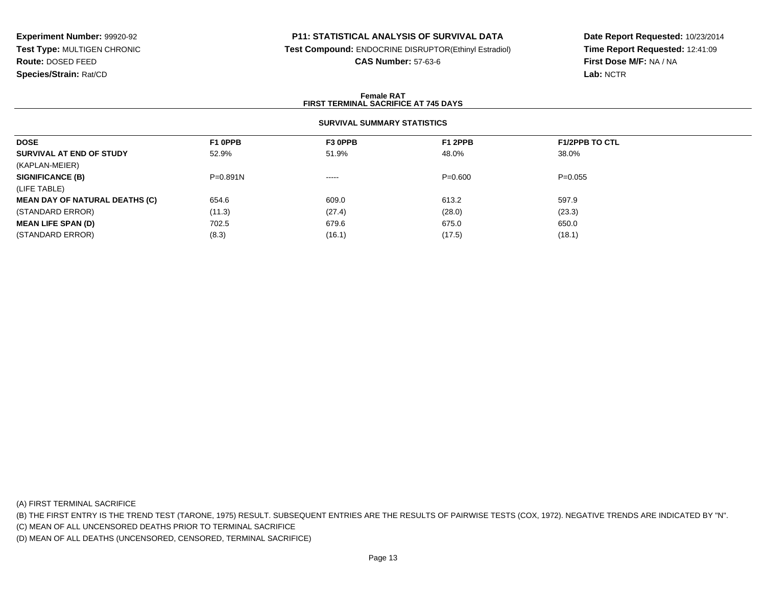**Experiment Number:** 99920-92
**Test Type:** MULTIGEN CHRONIC
**Route:** DOSED FEED
**Species/Strain:** Rat/CD

**P11: STATISTICAL ANALYSIS OF SURVIVAL DATA**
**Test Compound:** ENDOCRINE DISRUPTOR(Ethinyl Estradiol)
**CAS Number:** 57-63-6

**Date Report Requested:** 10/23/2014
**Time Report Requested:** 12:41:09
**First Dose M/F:** NA / NA
**Lab:** NCTR

**Female RAT**
**FIRST TERMINAL SACRIFICE AT 745 DAYS**

**SURVIVAL SUMMARY STATISTICS**

| DOSE | F1 0PPB | F3 0PPB | F1 2PPB | F1/2PPB TO CTL |
|---|---|---|---|---|
| **SURVIVAL AT END OF STUDY** | 52.9% | 51.9% | 48.0% | 38.0% |
| (KAPLAN-MEIER) | | | | |
| **SIGNIFICANCE (B)** | P=0.891N | ----- | P=0.600 | P=0.055 |
| (LIFE TABLE) | | | | |
| **MEAN DAY OF NATURAL DEATHS (C)** | 654.6 | 609.0 | 613.2 | 597.9 |
| (STANDARD ERROR) | (11.3) | (27.4) | (28.0) | (23.3) |
| **MEAN LIFE SPAN (D)** | 702.5 | 679.6 | 675.0 | 650.0 |
| (STANDARD ERROR) | (8.3) | (16.1) | (17.5) | (18.1) |

(A) FIRST TERMINAL SACRIFICE
(B) THE FIRST ENTRY IS THE TREND TEST (TARONE, 1975) RESULT. SUBSEQUENT ENTRIES ARE THE RESULTS OF PAIRWISE TESTS (COX, 1972). NEGATIVE TRENDS ARE INDICATED BY "N".
(C) MEAN OF ALL UNCENSORED DEATHS PRIOR TO TERMINAL SACRIFICE
(D) MEAN OF ALL DEATHS (UNCENSORED, CENSORED, TERMINAL SACRIFICE)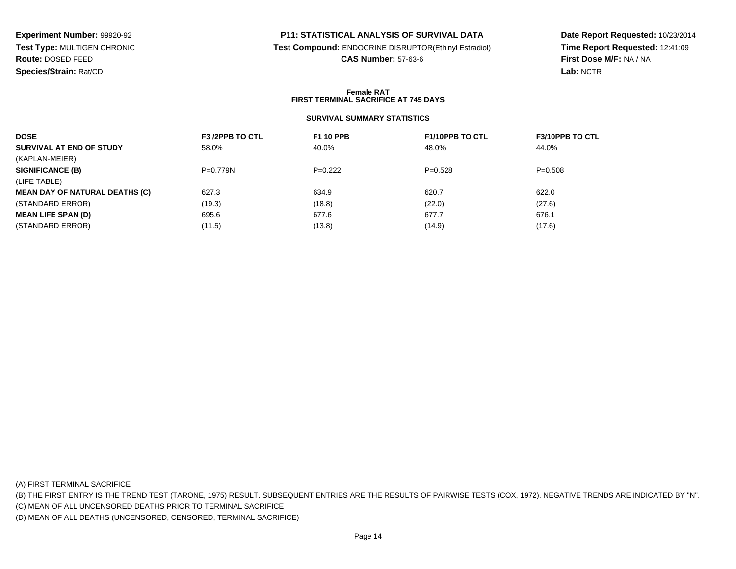**Experiment Number:** 99920-92
**Test Type:** MULTIGEN CHRONIC
**Route:** DOSED FEED
**Species/Strain:** Rat/CD

**P11: STATISTICAL ANALYSIS OF SURVIVAL DATA**
**Test Compound:** ENDOCRINE DISRUPTOR(Ethinyl Estradiol)
**CAS Number:** 57-63-6

**Date Report Requested:** 10/23/2014
**Time Report Requested:** 12:41:09
**First Dose M/F:** NA / NA
**Lab:** NCTR

**Female RAT**
**FIRST TERMINAL SACRIFICE AT 745 DAYS**

**SURVIVAL SUMMARY STATISTICS**

| DOSE | F3 /2PPB TO CTL | F1 10 PPB | F1/10PPB TO CTL | F3/10PPB TO CTL |
|---|---|---|---|---|
| **SURVIVAL AT END OF STUDY** | 58.0% | 40.0% | 48.0% | 44.0% |
| (KAPLAN-MEIER) | | | | |
| **SIGNIFICANCE (B)** | P=0.779N | P=0.222 | P=0.528 | P=0.508 |
| (LIFE TABLE) | | | | |
| **MEAN DAY OF NATURAL DEATHS (C)** | 627.3 | 634.9 | 620.7 | 622.0 |
| (STANDARD ERROR) | (19.3) | (18.8) | (22.0) | (27.6) |
| **MEAN LIFE SPAN (D)** | 695.6 | 677.6 | 677.7 | 676.1 |
| (STANDARD ERROR) | (11.5) | (13.8) | (14.9) | (17.6) |

(A) FIRST TERMINAL SACRIFICE
(B) THE FIRST ENTRY IS THE TREND TEST (TARONE, 1975) RESULT. SUBSEQUENT ENTRIES ARE THE RESULTS OF PAIRWISE TESTS (COX, 1972). NEGATIVE TRENDS ARE INDICATED BY "N".
(C) MEAN OF ALL UNCENSORED DEATHS PRIOR TO TERMINAL SACRIFICE
(D) MEAN OF ALL DEATHS (UNCENSORED, CENSORED, TERMINAL SACRIFICE)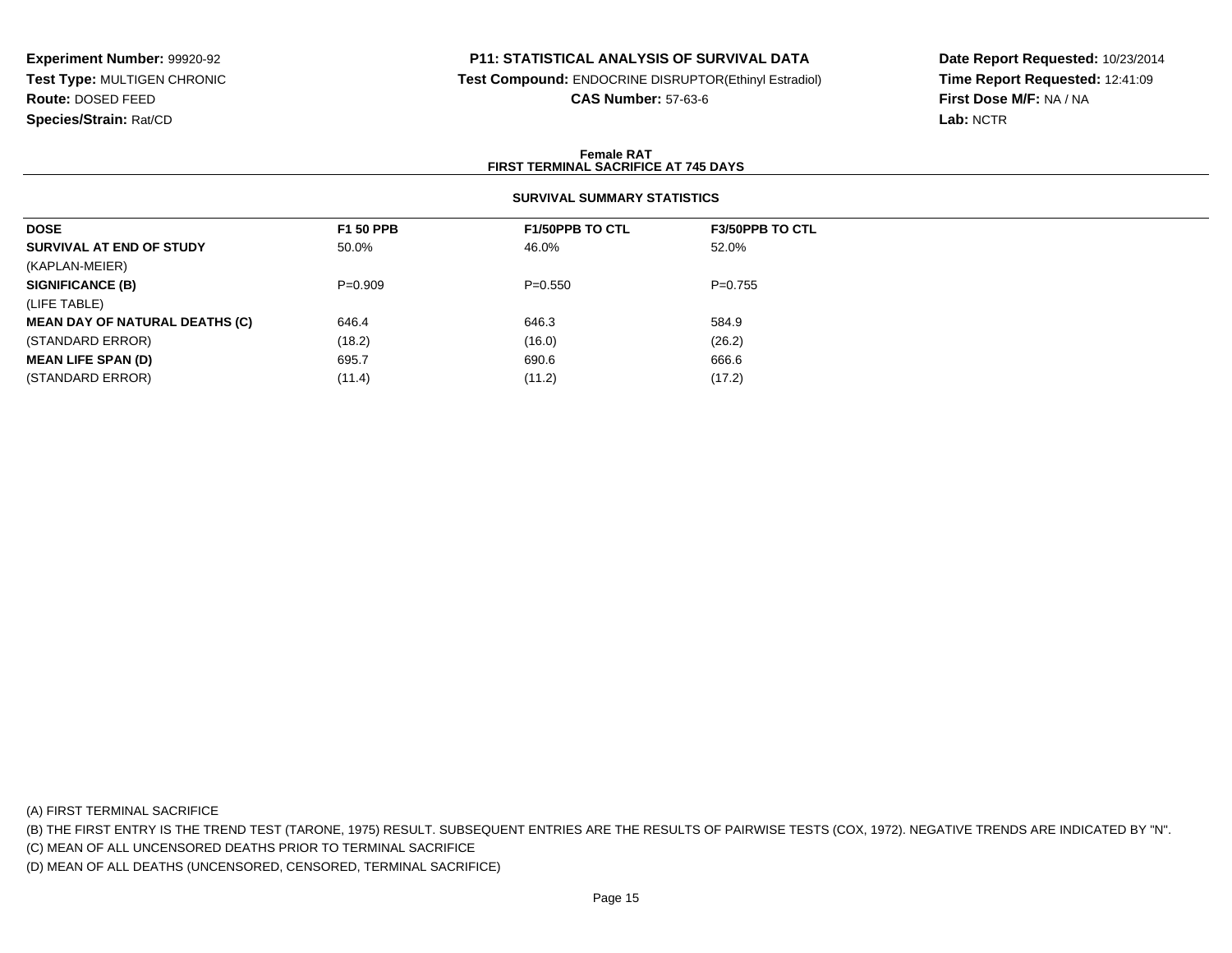**Experiment Number:** 99920-92
**Test Type:** MULTIGEN CHRONIC
**Route:** DOSED FEED
**Species/Strain:** Rat/CD

**P11: STATISTICAL ANALYSIS OF SURVIVAL DATA**
**Test Compound:** ENDOCRINE DISRUPTOR(Ethinyl Estradiol)
**CAS Number:** 57-63-6

**Date Report Requested:** 10/23/2014
**Time Report Requested:** 12:41:09
**First Dose M/F:** NA / NA
**Lab:** NCTR

**Female RAT**
**FIRST TERMINAL SACRIFICE AT 745 DAYS**

**SURVIVAL SUMMARY STATISTICS**

| DOSE | F1 50 PPB | F1/50PPB TO CTL | F3/50PPB TO CTL |
|---|---|---|---|
| **SURVIVAL AT END OF STUDY** | 50.0% | 46.0% | 52.0% |
| (KAPLAN-MEIER) | | | |
| **SIGNIFICANCE (B)** | P=0.909 | P=0.550 | P=0.755 |
| (LIFE TABLE) | | | |
| **MEAN DAY OF NATURAL DEATHS (C)** | 646.4 | 646.3 | 584.9 |
| (STANDARD ERROR) | (18.2) | (16.0) | (26.2) |
| **MEAN LIFE SPAN (D)** | 695.7 | 690.6 | 666.6 |
| (STANDARD ERROR) | (11.4) | (11.2) | (17.2) |

(A) FIRST TERMINAL SACRIFICE
(B) THE FIRST ENTRY IS THE TREND TEST (TARONE, 1975) RESULT. SUBSEQUENT ENTRIES ARE THE RESULTS OF PAIRWISE TESTS (COX, 1972). NEGATIVE TRENDS ARE INDICATED BY "N".
(C) MEAN OF ALL UNCENSORED DEATHS PRIOR TO TERMINAL SACRIFICE
(D) MEAN OF ALL DEATHS (UNCENSORED, CENSORED, TERMINAL SACRIFICE)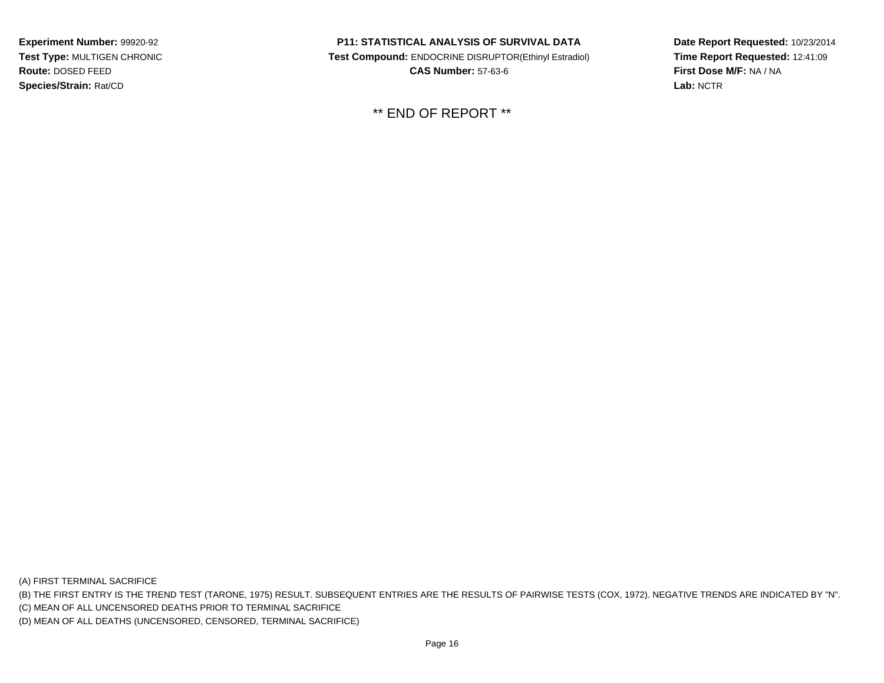** END OF REPORT **

(A) FIRST TERMINAL SACRIFICE

(B) THE FIRST ENTRY IS THE TREND TEST (TARONE, 1975) RESULT. SUBSEQUENT ENTRIES ARE THE RESULTS OF PAIRWISE TESTS (COX, 1972). NEGATIVE TRENDS ARE INDICATED BY "N".

(C) MEAN OF ALL UNCENSORED DEATHS PRIOR TO TERMINAL SACRIFICE

(D) MEAN OF ALL DEATHS (UNCENSORED, CENSORED, TERMINAL SACRIFICE)